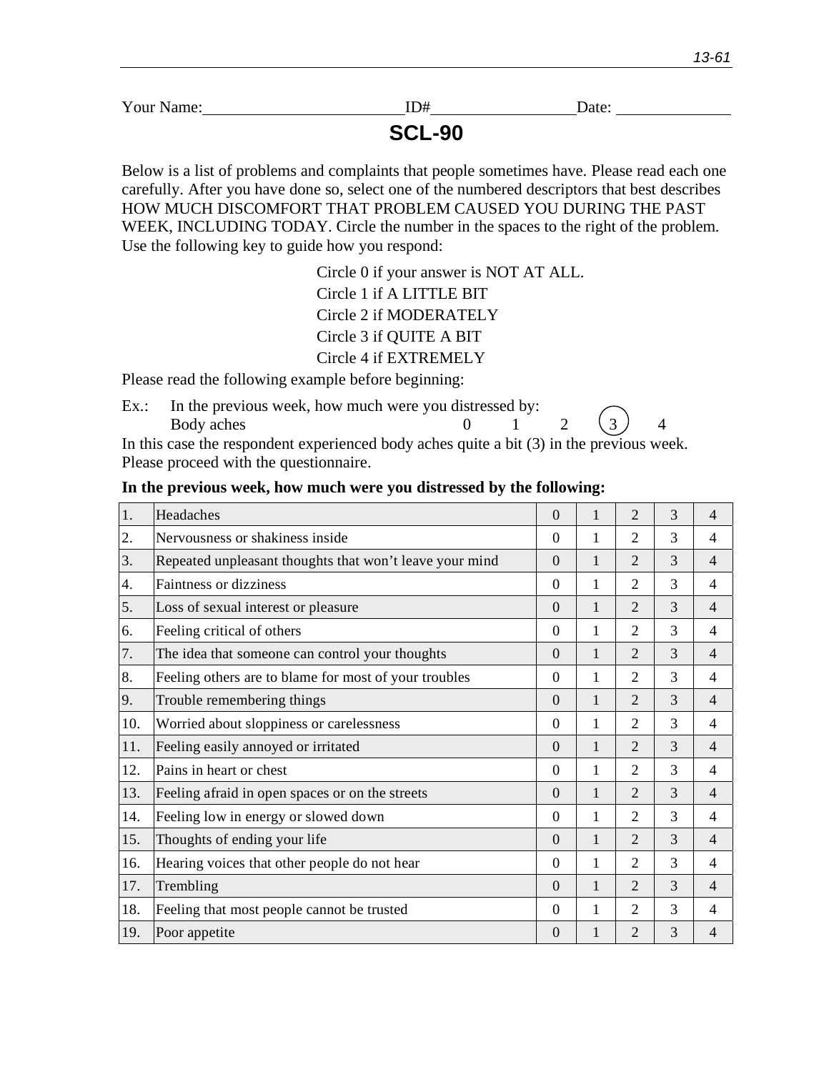Your Name:________________________ ID#________________ Date: ______________

# SCL-90

Below is a list of problems and complaints that people sometimes have. Please read each one carefully. After you have done so, select one of the numbered descriptors that best describes HOW MUCH DISCOMFORT THAT PROBLEM CAUSED YOU DURING THE PAST WEEK, INCLUDING TODAY. Circle the number in the spaces to the right of the problem. Use the following key to guide how you respond:

Circle 0 if your answer is NOT AT ALL.
Circle 1 if A LITTLE BIT
Circle 2 if MODERATELY
Circle 3 if QUITE A BIT
Circle 4 if EXTREMELY

Please read the following example before beginning:

Ex.: In the previous week, how much were you distressed by:
Body aches 0 1 2 (3) 4

In this case the respondent experienced body aches quite a bit (3) in the previous week. Please proceed with the questionnaire.

**In the previous week, how much were you distressed by the following:**

| | | | | | | |
|---|---|---|---|---|---|---|
| 1. | Headaches | 0 | 1 | 2 | 3 | 4 |
| 2. | Nervousness or shakiness inside | 0 | 1 | 2 | 3 | 4 |
| 3. | Repeated unpleasant thoughts that won't leave your mind | 0 | 1 | 2 | 3 | 4 |
| 4. | Faintness or dizziness | 0 | 1 | 2 | 3 | 4 |
| 5. | Loss of sexual interest or pleasure | 0 | 1 | 2 | 3 | 4 |
| 6. | Feeling critical of others | 0 | 1 | 2 | 3 | 4 |
| 7. | The idea that someone can control your thoughts | 0 | 1 | 2 | 3 | 4 |
| 8. | Feeling others are to blame for most of your troubles | 0 | 1 | 2 | 3 | 4 |
| 9. | Trouble remembering things | 0 | 1 | 2 | 3 | 4 |
| 10. | Worried about sloppiness or carelessness | 0 | 1 | 2 | 3 | 4 |
| 11. | Feeling easily annoyed or irritated | 0 | 1 | 2 | 3 | 4 |
| 12. | Pains in heart or chest | 0 | 1 | 2 | 3 | 4 |
| 13. | Feeling afraid in open spaces or on the streets | 0 | 1 | 2 | 3 | 4 |
| 14. | Feeling low in energy or slowed down | 0 | 1 | 2 | 3 | 4 |
| 15. | Thoughts of ending your life | 0 | 1 | 2 | 3 | 4 |
| 16. | Hearing voices that other people do not hear | 0 | 1 | 2 | 3 | 4 |
| 17. | Trembling | 0 | 1 | 2 | 3 | 4 |
| 18. | Feeling that most people cannot be trusted | 0 | 1 | 2 | 3 | 4 |
| 19. | Poor appetite | 0 | 1 | 2 | 3 | 4 |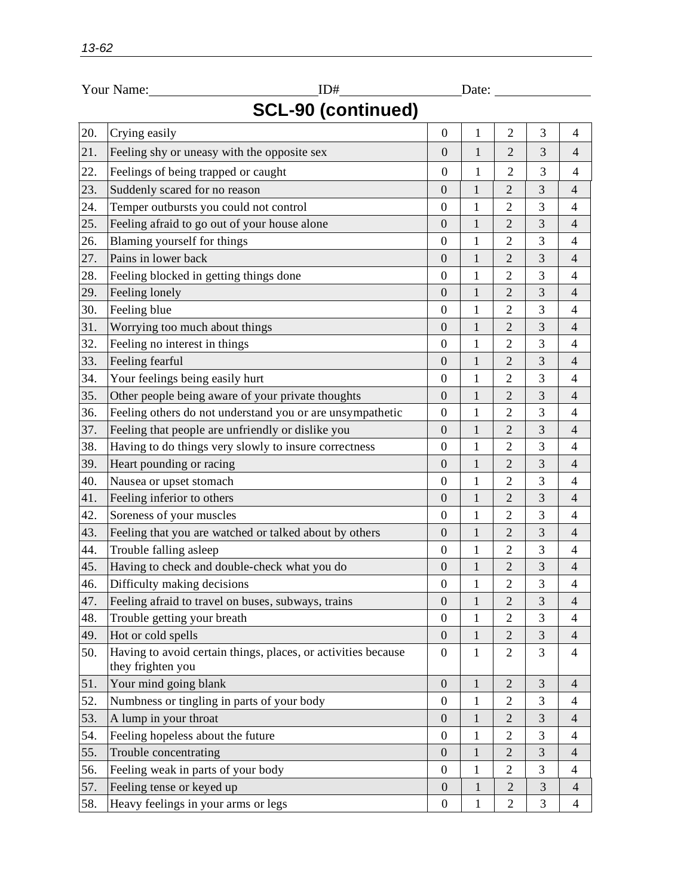Your Name:________________________ID#________________Date: ______________

# SCL-90 (continued)

| | | | | | | |
|---|---|---|---|---|---|---|
| 20. | Crying easily | 0 | 1 | 2 | 3 | 4 |
| 21. | Feeling shy or uneasy with the opposite sex | 0 | 1 | 2 | 3 | 4 |
| 22. | Feelings of being trapped or caught | 0 | 1 | 2 | 3 | 4 |
| 23. | Suddenly scared for no reason | 0 | 1 | 2 | 3 | 4 |
| 24. | Temper outbursts you could not control | 0 | 1 | 2 | 3 | 4 |
| 25. | Feeling afraid to go out of your house alone | 0 | 1 | 2 | 3 | 4 |
| 26. | Blaming yourself for things | 0 | 1 | 2 | 3 | 4 |
| 27. | Pains in lower back | 0 | 1 | 2 | 3 | 4 |
| 28. | Feeling blocked in getting things done | 0 | 1 | 2 | 3 | 4 |
| 29. | Feeling lonely | 0 | 1 | 2 | 3 | 4 |
| 30. | Feeling blue | 0 | 1 | 2 | 3 | 4 |
| 31. | Worrying too much about things | 0 | 1 | 2 | 3 | 4 |
| 32. | Feeling no interest in things | 0 | 1 | 2 | 3 | 4 |
| 33. | Feeling fearful | 0 | 1 | 2 | 3 | 4 |
| 34. | Your feelings being easily hurt | 0 | 1 | 2 | 3 | 4 |
| 35. | Other people being aware of your private thoughts | 0 | 1 | 2 | 3 | 4 |
| 36. | Feeling others do not understand you or are unsympathetic | 0 | 1 | 2 | 3 | 4 |
| 37. | Feeling that people are unfriendly or dislike you | 0 | 1 | 2 | 3 | 4 |
| 38. | Having to do things very slowly to insure correctness | 0 | 1 | 2 | 3 | 4 |
| 39. | Heart pounding or racing | 0 | 1 | 2 | 3 | 4 |
| 40. | Nausea or upset stomach | 0 | 1 | 2 | 3 | 4 |
| 41. | Feeling inferior to others | 0 | 1 | 2 | 3 | 4 |
| 42. | Soreness of your muscles | 0 | 1 | 2 | 3 | 4 |
| 43. | Feeling that you are watched or talked about by others | 0 | 1 | 2 | 3 | 4 |
| 44. | Trouble falling asleep | 0 | 1 | 2 | 3 | 4 |
| 45. | Having to check and double-check what you do | 0 | 1 | 2 | 3 | 4 |
| 46. | Difficulty making decisions | 0 | 1 | 2 | 3 | 4 |
| 47. | Feeling afraid to travel on buses, subways, trains | 0 | 1 | 2 | 3 | 4 |
| 48. | Trouble getting your breath | 0 | 1 | 2 | 3 | 4 |
| 49. | Hot or cold spells | 0 | 1 | 2 | 3 | 4 |
| 50. | Having to avoid certain things, places, or activities because they frighten you | 0 | 1 | 2 | 3 | 4 |
| 51. | Your mind going blank | 0 | 1 | 2 | 3 | 4 |
| 52. | Numbness or tingling in parts of your body | 0 | 1 | 2 | 3 | 4 |
| 53. | A lump in your throat | 0 | 1 | 2 | 3 | 4 |
| 54. | Feeling hopeless about the future | 0 | 1 | 2 | 3 | 4 |
| 55. | Trouble concentrating | 0 | 1 | 2 | 3 | 4 |
| 56. | Feeling weak in parts of your body | 0 | 1 | 2 | 3 | 4 |
| 57. | Feeling tense or keyed up | 0 | 1 | 2 | 3 | 4 |
| 58. | Heavy feelings in your arms or legs | 0 | 1 | 2 | 3 | 4 |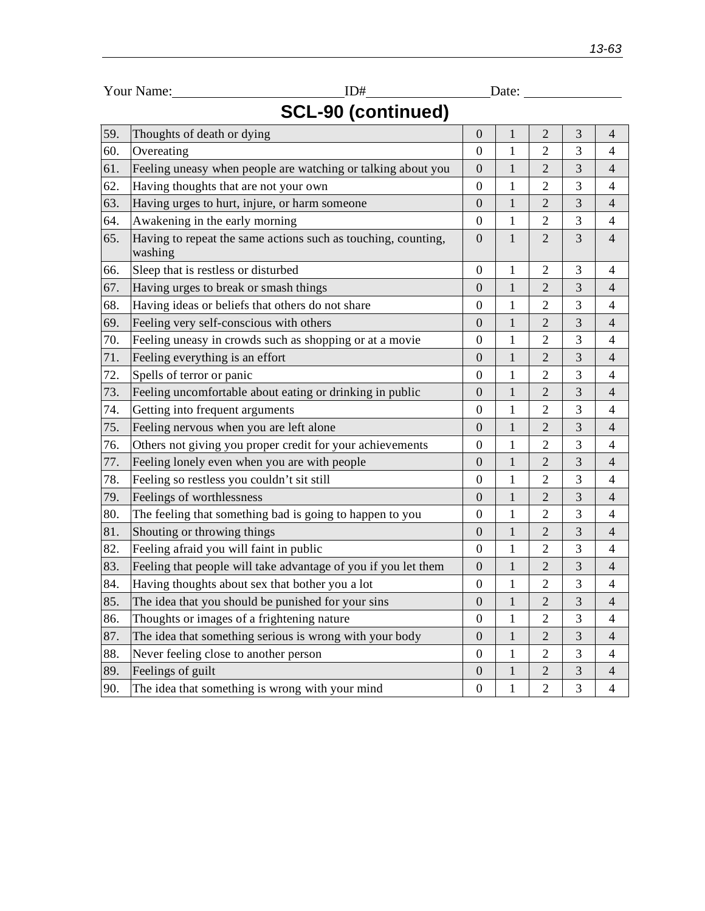Your Name:________________________ID#________________Date: _____________

# SCL-90 (continued)

| | | | | | | |
|---|---|---|---|---|---|---|
| 59. | Thoughts of death or dying | 0 | 1 | 2 | 3 | 4 |
| 60. | Overeating | 0 | 1 | 2 | 3 | 4 |
| 61. | Feeling uneasy when people are watching or talking about you | 0 | 1 | 2 | 3 | 4 |
| 62. | Having thoughts that are not your own | 0 | 1 | 2 | 3 | 4 |
| 63. | Having urges to hurt, injure, or harm someone | 0 | 1 | 2 | 3 | 4 |
| 64. | Awakening in the early morning | 0 | 1 | 2 | 3 | 4 |
| 65. | Having to repeat the same actions such as touching, counting, washing | 0 | 1 | 2 | 3 | 4 |
| 66. | Sleep that is restless or disturbed | 0 | 1 | 2 | 3 | 4 |
| 67. | Having urges to break or smash things | 0 | 1 | 2 | 3 | 4 |
| 68. | Having ideas or beliefs that others do not share | 0 | 1 | 2 | 3 | 4 |
| 69. | Feeling very self-conscious with others | 0 | 1 | 2 | 3 | 4 |
| 70. | Feeling uneasy in crowds such as shopping or at a movie | 0 | 1 | 2 | 3 | 4 |
| 71. | Feeling everything is an effort | 0 | 1 | 2 | 3 | 4 |
| 72. | Spells of terror or panic | 0 | 1 | 2 | 3 | 4 |
| 73. | Feeling uncomfortable about eating or drinking in public | 0 | 1 | 2 | 3 | 4 |
| 74. | Getting into frequent arguments | 0 | 1 | 2 | 3 | 4 |
| 75. | Feeling nervous when you are left alone | 0 | 1 | 2 | 3 | 4 |
| 76. | Others not giving you proper credit for your achievements | 0 | 1 | 2 | 3 | 4 |
| 77. | Feeling lonely even when you are with people | 0 | 1 | 2 | 3 | 4 |
| 78. | Feeling so restless you couldn't sit still | 0 | 1 | 2 | 3 | 4 |
| 79. | Feelings of worthlessness | 0 | 1 | 2 | 3 | 4 |
| 80. | The feeling that something bad is going to happen to you | 0 | 1 | 2 | 3 | 4 |
| 81. | Shouting or throwing things | 0 | 1 | 2 | 3 | 4 |
| 82. | Feeling afraid you will faint in public | 0 | 1 | 2 | 3 | 4 |
| 83. | Feeling that people will take advantage of you if you let them | 0 | 1 | 2 | 3 | 4 |
| 84. | Having thoughts about sex that bother you a lot | 0 | 1 | 2 | 3 | 4 |
| 85. | The idea that you should be punished for your sins | 0 | 1 | 2 | 3 | 4 |
| 86. | Thoughts or images of a frightening nature | 0 | 1 | 2 | 3 | 4 |
| 87. | The idea that something serious is wrong with your body | 0 | 1 | 2 | 3 | 4 |
| 88. | Never feeling close to another person | 0 | 1 | 2 | 3 | 4 |
| 89. | Feelings of guilt | 0 | 1 | 2 | 3 | 4 |
| 90. | The idea that something is wrong with your mind | 0 | 1 | 2 | 3 | 4 |